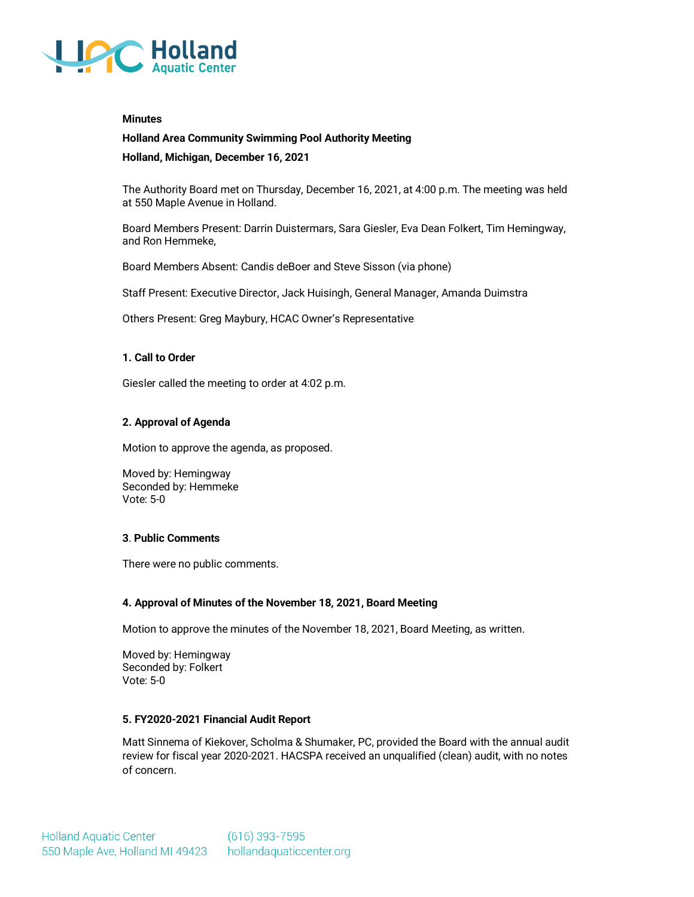**Minutes**

**Holland Area Community Swimming Pool Authority Meeting**

**Holland, Michigan, December 16, 2021**

The Authority Board met on Thursday, December 16, 2021, at 4:00 p.m. The meeting was held at 550 Maple Avenue in Holland.

Board Members Present: Darrin Duistermars, Sara Giesler, Eva Dean Folkert, Tim Hemingway, and Ron Hemmeke,

Board Members Absent: Candis deBoer and Steve Sisson (via phone)

Staff Present: Executive Director, Jack Huisingh, General Manager, Amanda Duimstra

Others Present: Greg Maybury, HCAC Owner's Representative

**1. Call to Order**

Giesler called the meeting to order at 4:02 p.m.

**2. Approval of Agenda**

Motion to approve the agenda, as proposed.

Moved by: Hemingway
Seconded by: Hemmeke
Vote: 5-0

3. **Public Comments**

There were no public comments.

**4. Approval of Minutes of the November 18, 2021, Board Meeting**

Motion to approve the minutes of the November 18, 2021, Board Meeting, as written.

Moved by: Hemingway
Seconded by: Folkert
Vote: 5-0

**5. FY2020-2021 Financial Audit Report**

Matt Sinnema of Kiekover, Scholma & Shumaker, PC, provided the Board with the annual audit review for fiscal year 2020-2021. HACSPA received an unqualified (clean) audit, with no notes of concern.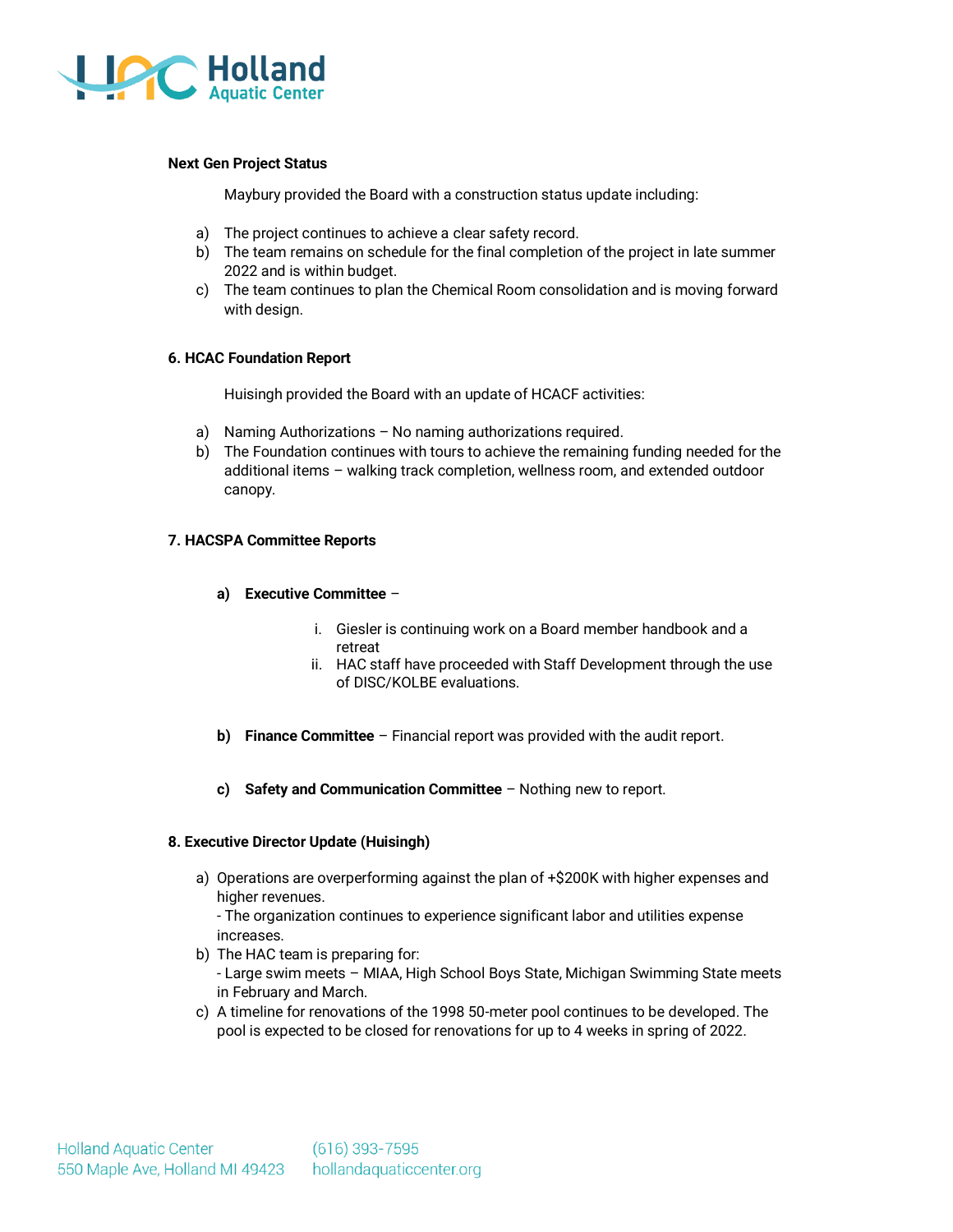**Next Gen Project Status**

Maybury provided the Board with a construction status update including:

a) The project continues to achieve a clear safety record.
b) The team remains on schedule for the final completion of the project in late summer 2022 and is within budget.
c) The team continues to plan the Chemical Room consolidation and is moving forward with design.

**6. HCAC Foundation Report**

Huisingh provided the Board with an update of HCACF activities:

a) Naming Authorizations – No naming authorizations required.
b) The Foundation continues with tours to achieve the remaining funding needed for the additional items – walking track completion, wellness room, and extended outdoor canopy.

**7. HACSPA Committee Reports**

**a) Executive Committee** –

i. Giesler is continuing work on a Board member handbook and a retreat
ii. HAC staff have proceeded with Staff Development through the use of DISC/KOLBE evaluations.

**b) Finance Committee** – Financial report was provided with the audit report.

**c) Safety and Communication Committee** – Nothing new to report.

**8. Executive Director Update (Huisingh)**

a) Operations are overperforming against the plan of +$200K with higher expenses and higher revenues.
- The organization continues to experience significant labor and utilities expense increases.

b) The HAC team is preparing for:
- Large swim meets – MIAA, High School Boys State, Michigan Swimming State meets in February and March.

c) A timeline for renovations of the 1998 50-meter pool continues to be developed. The pool is expected to be closed for renovations for up to 4 weeks in spring of 2022.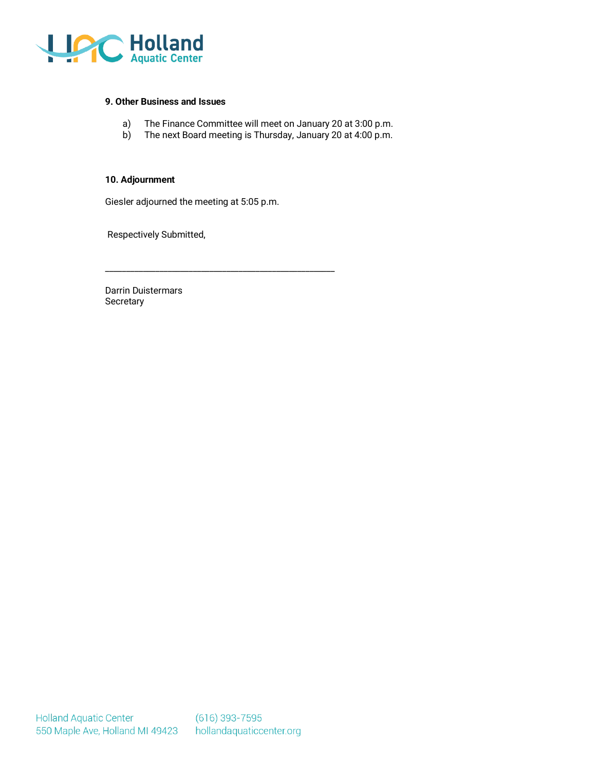**9. Other Business and Issues**

a) The Finance Committee will meet on January 20 at 3:00 p.m.
b) The next Board meeting is Thursday, January 20 at 4:00 p.m.

**10. Adjournment**

Giesler adjourned the meeting at 5:05 p.m.

Respectively Submitted,

\_\_\_\_\_\_\_\_\_\_\_\_\_\_\_\_\_\_\_\_\_\_\_\_\_\_\_\_\_\_\_\_\_\_\_\_\_\_\_\_\_\_\_\_\_\_\_\_

Darrin Duistermars
Secretary